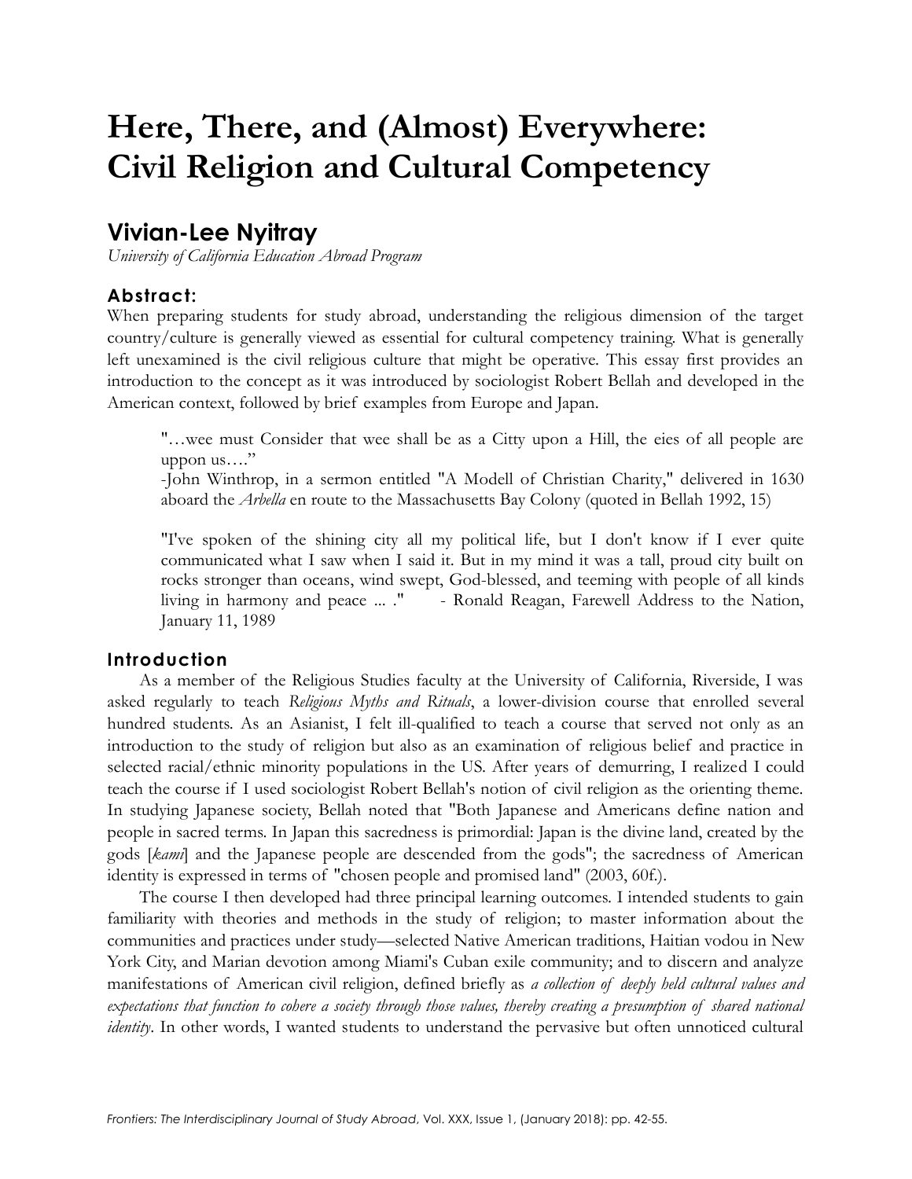# Here, There, and (Almost) Everywhere: Civil Religion and Cultural Competency

## Vivian-Lee Nyitray

*University of California Education Abroad Program*

### Abstract:

When preparing students for study abroad, understanding the religious dimension of the target country/culture is generally viewed as essential for cultural competency training. What is generally left unexamined is the civil religious culture that might be operative. This essay first provides an introduction to the concept as it was introduced by sociologist Robert Bellah and developed in the American context, followed by brief examples from Europe and Japan.

> "…wee must Consider that wee shall be as a Citty upon a Hill, the eies of all people are uppon us…."
> -John Winthrop, in a sermon entitled "A Modell of Christian Charity," delivered in 1630 aboard the *Arbella* en route to the Massachusetts Bay Colony (quoted in Bellah 1992, 15)
>
> "I've spoken of the shining city all my political life, but I don't know if I ever quite communicated what I saw when I said it. But in my mind it was a tall, proud city built on rocks stronger than oceans, wind swept, God-blessed, and teeming with people of all kinds living in harmony and peace ... ." - Ronald Reagan, Farewell Address to the Nation, January 11, 1989

### Introduction

As a member of the Religious Studies faculty at the University of California, Riverside, I was asked regularly to teach *Religious Myths and Rituals*, a lower-division course that enrolled several hundred students. As an Asianist, I felt ill-qualified to teach a course that served not only as an introduction to the study of religion but also as an examination of religious belief and practice in selected racial/ethnic minority populations in the US. After years of demurring, I realized I could teach the course if I used sociologist Robert Bellah's notion of civil religion as the orienting theme. In studying Japanese society, Bellah noted that "Both Japanese and Americans define nation and people in sacred terms. In Japan this sacredness is primordial: Japan is the divine land, created by the gods [*kami*] and the Japanese people are descended from the gods"; the sacredness of American identity is expressed in terms of "chosen people and promised land" (2003, 60f.).

The course I then developed had three principal learning outcomes. I intended students to gain familiarity with theories and methods in the study of religion; to master information about the communities and practices under study—selected Native American traditions, Haitian vodou in New York City, and Marian devotion among Miami's Cuban exile community; and to discern and analyze manifestations of American civil religion, defined briefly as *a collection of deeply held cultural values and expectations that function to cohere a society through those values, thereby creating a presumption of shared national identity*. In other words, I wanted students to understand the pervasive but often unnoticed cultural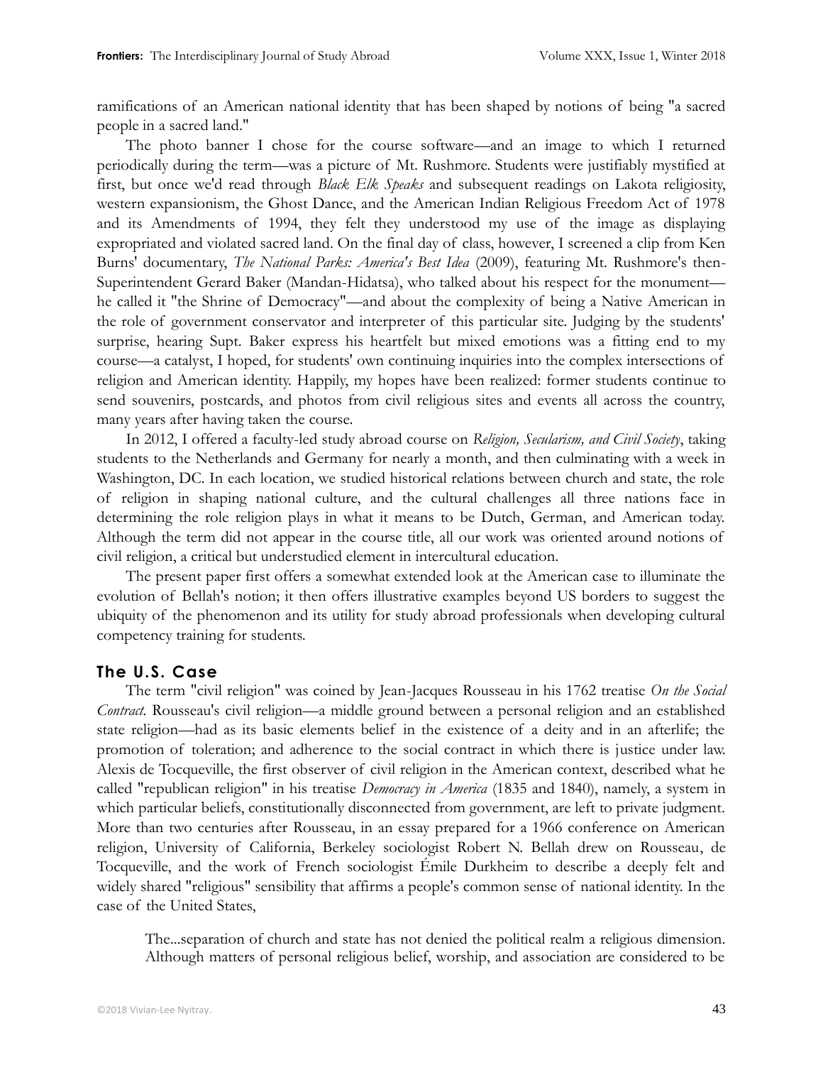ramifications of an American national identity that has been shaped by notions of being "a sacred people in a sacred land."

The photo banner I chose for the course software—and an image to which I returned periodically during the term—was a picture of Mt. Rushmore. Students were justifiably mystified at first, but once we'd read through *Black Elk Speaks* and subsequent readings on Lakota religiosity, western expansionism, the Ghost Dance, and the American Indian Religious Freedom Act of 1978 and its Amendments of 1994, they felt they understood my use of the image as displaying expropriated and violated sacred land. On the final day of class, however, I screened a clip from Ken Burns' documentary, *The National Parks: America's Best Idea* (2009), featuring Mt. Rushmore's then-Superintendent Gerard Baker (Mandan-Hidatsa), who talked about his respect for the monument—he called it "the Shrine of Democracy"—and about the complexity of being a Native American in the role of government conservator and interpreter of this particular site. Judging by the students' surprise, hearing Supt. Baker express his heartfelt but mixed emotions was a fitting end to my course—a catalyst, I hoped, for students' own continuing inquiries into the complex intersections of religion and American identity. Happily, my hopes have been realized: former students continue to send souvenirs, postcards, and photos from civil religious sites and events all across the country, many years after having taken the course.

In 2012, I offered a faculty-led study abroad course on *Religion, Secularism, and Civil Society*, taking students to the Netherlands and Germany for nearly a month, and then culminating with a week in Washington, DC. In each location, we studied historical relations between church and state, the role of religion in shaping national culture, and the cultural challenges all three nations face in determining the role religion plays in what it means to be Dutch, German, and American today. Although the term did not appear in the course title, all our work was oriented around notions of civil religion, a critical but understudied element in intercultural education.

The present paper first offers a somewhat extended look at the American case to illuminate the evolution of Bellah's notion; it then offers illustrative examples beyond US borders to suggest the ubiquity of the phenomenon and its utility for study abroad professionals when developing cultural competency training for students.

## The U.S. Case

The term "civil religion" was coined by Jean-Jacques Rousseau in his 1762 treatise *On the Social Contract*. Rousseau's civil religion—a middle ground between a personal religion and an established state religion—had as its basic elements belief in the existence of a deity and in an afterlife; the promotion of toleration; and adherence to the social contract in which there is justice under law. Alexis de Tocqueville, the first observer of civil religion in the American context, described what he called "republican religion" in his treatise *Democracy in America* (1835 and 1840), namely, a system in which particular beliefs, constitutionally disconnected from government, are left to private judgment. More than two centuries after Rousseau, in an essay prepared for a 1966 conference on American religion, University of California, Berkeley sociologist Robert N. Bellah drew on Rousseau, de Tocqueville, and the work of French sociologist Émile Durkheim to describe a deeply felt and widely shared "religious" sensibility that affirms a people's common sense of national identity. In the case of the United States,

> The...separation of church and state has not denied the political realm a religious dimension. Although matters of personal religious belief, worship, and association are considered to be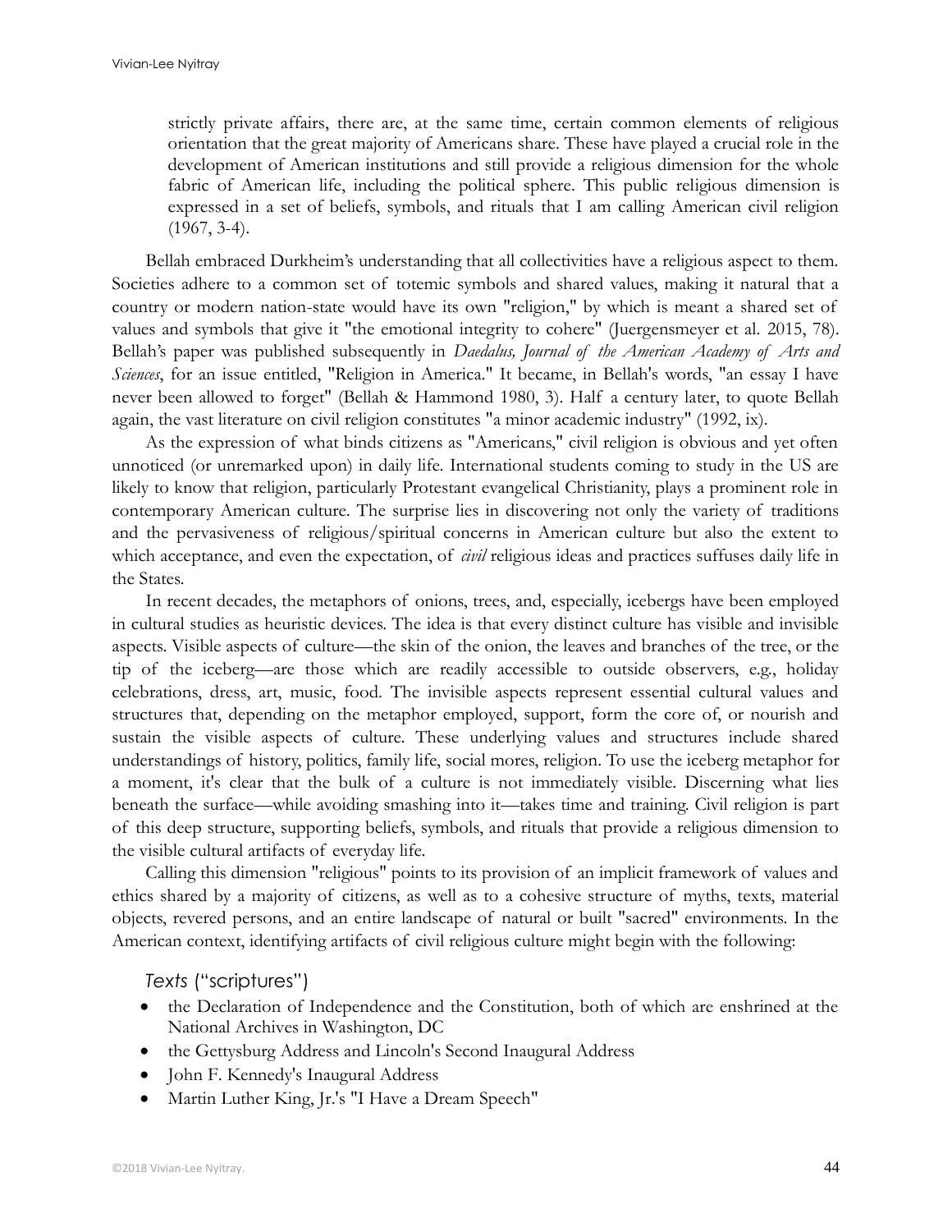> strictly private affairs, there are, at the same time, certain common elements of religious orientation that the great majority of Americans share. These have played a crucial role in the development of American institutions and still provide a religious dimension for the whole fabric of American life, including the political sphere. This public religious dimension is expressed in a set of beliefs, symbols, and rituals that I am calling American civil religion (1967, 3-4).

Bellah embraced Durkheim's understanding that all collectivities have a religious aspect to them. Societies adhere to a common set of totemic symbols and shared values, making it natural that a country or modern nation-state would have its own "religion," by which is meant a shared set of values and symbols that give it "the emotional integrity to cohere" (Juergensmeyer et al. 2015, 78). Bellah's paper was published subsequently in *Daedalus, Journal of the American Academy of Arts and Sciences*, for an issue entitled, "Religion in America." It became, in Bellah's words, "an essay I have never been allowed to forget" (Bellah & Hammond 1980, 3). Half a century later, to quote Bellah again, the vast literature on civil religion constitutes "a minor academic industry" (1992, ix).

As the expression of what binds citizens as "Americans," civil religion is obvious and yet often unnoticed (or unremarked upon) in daily life. International students coming to study in the US are likely to know that religion, particularly Protestant evangelical Christianity, plays a prominent role in contemporary American culture. The surprise lies in discovering not only the variety of traditions and the pervasiveness of religious/spiritual concerns in American culture but also the extent to which acceptance, and even the expectation, of *civil* religious ideas and practices suffuses daily life in the States.

In recent decades, the metaphors of onions, trees, and, especially, icebergs have been employed in cultural studies as heuristic devices. The idea is that every distinct culture has visible and invisible aspects. Visible aspects of culture—the skin of the onion, the leaves and branches of the tree, or the tip of the iceberg—are those which are readily accessible to outside observers, e.g., holiday celebrations, dress, art, music, food. The invisible aspects represent essential cultural values and structures that, depending on the metaphor employed, support, form the core of, or nourish and sustain the visible aspects of culture. These underlying values and structures include shared understandings of history, politics, family life, social mores, religion. To use the iceberg metaphor for a moment, it's clear that the bulk of a culture is not immediately visible. Discerning what lies beneath the surface—while avoiding smashing into it—takes time and training. Civil religion is part of this deep structure, supporting beliefs, symbols, and rituals that provide a religious dimension to the visible cultural artifacts of everyday life.

Calling this dimension "religious" points to its provision of an implicit framework of values and ethics shared by a majority of citizens, as well as to a cohesive structure of myths, texts, material objects, revered persons, and an entire landscape of natural or built "sacred" environments. In the American context, identifying artifacts of civil religious culture might begin with the following:

*Texts* ("scriptures")

- the Declaration of Independence and the Constitution, both of which are enshrined at the National Archives in Washington, DC
- the Gettysburg Address and Lincoln's Second Inaugural Address
- John F. Kennedy's Inaugural Address
- Martin Luther King, Jr.'s "I Have a Dream Speech"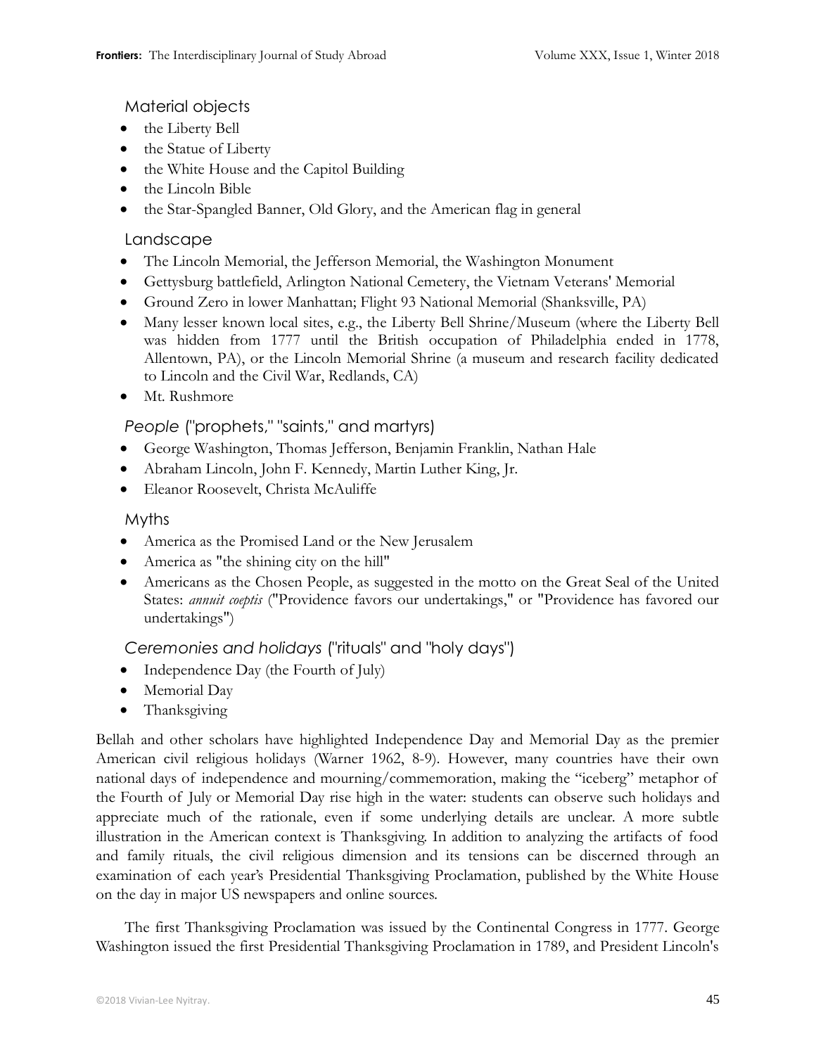### Material objects

- the Liberty Bell
- the Statue of Liberty
- the White House and the Capitol Building
- the Lincoln Bible
- the Star-Spangled Banner, Old Glory, and the American flag in general

### Landscape

- The Lincoln Memorial, the Jefferson Memorial, the Washington Monument
- Gettysburg battlefield, Arlington National Cemetery, the Vietnam Veterans' Memorial
- Ground Zero in lower Manhattan; Flight 93 National Memorial (Shanksville, PA)
- Many lesser known local sites, e.g., the Liberty Bell Shrine/Museum (where the Liberty Bell was hidden from 1777 until the British occupation of Philadelphia ended in 1778, Allentown, PA), or the Lincoln Memorial Shrine (a museum and research facility dedicated to Lincoln and the Civil War, Redlands, CA)
- Mt. Rushmore

### *People* ("prophets," "saints," and martyrs)

- George Washington, Thomas Jefferson, Benjamin Franklin, Nathan Hale
- Abraham Lincoln, John F. Kennedy, Martin Luther King, Jr.
- Eleanor Roosevelt, Christa McAuliffe

### Myths

- America as the Promised Land or the New Jerusalem
- America as "the shining city on the hill"
- Americans as the Chosen People, as suggested in the motto on the Great Seal of the United States: *annuit coeptis* ("Providence favors our undertakings," or "Providence has favored our undertakings")

### *Ceremonies and holidays* ("rituals" and "holy days")

- Independence Day (the Fourth of July)
- Memorial Day
- Thanksgiving

Bellah and other scholars have highlighted Independence Day and Memorial Day as the premier American civil religious holidays (Warner 1962, 8-9). However, many countries have their own national days of independence and mourning/commemoration, making the "iceberg" metaphor of the Fourth of July or Memorial Day rise high in the water: students can observe such holidays and appreciate much of the rationale, even if some underlying details are unclear. A more subtle illustration in the American context is Thanksgiving. In addition to analyzing the artifacts of food and family rituals, the civil religious dimension and its tensions can be discerned through an examination of each year's Presidential Thanksgiving Proclamation, published by the White House on the day in major US newspapers and online sources.

The first Thanksgiving Proclamation was issued by the Continental Congress in 1777. George Washington issued the first Presidential Thanksgiving Proclamation in 1789, and President Lincoln's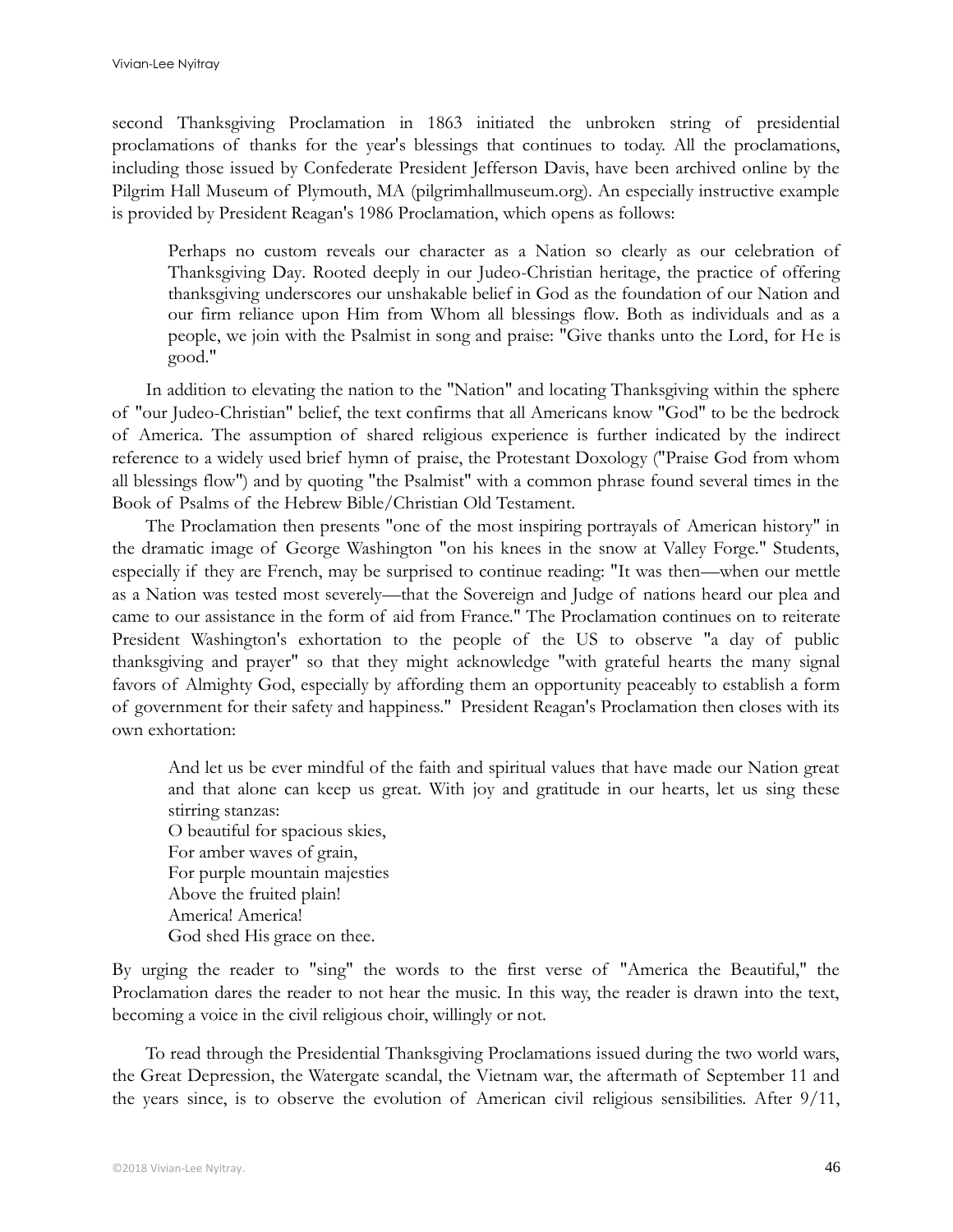second Thanksgiving Proclamation in 1863 initiated the unbroken string of presidential proclamations of thanks for the year's blessings that continues to today. All the proclamations, including those issued by Confederate President Jefferson Davis, have been archived online by the Pilgrim Hall Museum of Plymouth, MA (pilgrimhallmuseum.org). An especially instructive example is provided by President Reagan's 1986 Proclamation, which opens as follows:

> Perhaps no custom reveals our character as a Nation so clearly as our celebration of Thanksgiving Day. Rooted deeply in our Judeo-Christian heritage, the practice of offering thanksgiving underscores our unshakable belief in God as the foundation of our Nation and our firm reliance upon Him from Whom all blessings flow. Both as individuals and as a people, we join with the Psalmist in song and praise: "Give thanks unto the Lord, for He is good."

In addition to elevating the nation to the "Nation" and locating Thanksgiving within the sphere of "our Judeo-Christian" belief, the text confirms that all Americans know "God" to be the bedrock of America. The assumption of shared religious experience is further indicated by the indirect reference to a widely used brief hymn of praise, the Protestant Doxology ("Praise God from whom all blessings flow") and by quoting "the Psalmist" with a common phrase found several times in the Book of Psalms of the Hebrew Bible/Christian Old Testament.

The Proclamation then presents "one of the most inspiring portrayals of American history" in the dramatic image of George Washington "on his knees in the snow at Valley Forge." Students, especially if they are French, may be surprised to continue reading: "It was then—when our mettle as a Nation was tested most severely—that the Sovereign and Judge of nations heard our plea and came to our assistance in the form of aid from France." The Proclamation continues on to reiterate President Washington's exhortation to the people of the US to observe "a day of public thanksgiving and prayer" so that they might acknowledge "with grateful hearts the many signal favors of Almighty God, especially by affording them an opportunity peaceably to establish a form of government for their safety and happiness." President Reagan's Proclamation then closes with its own exhortation:

> And let us be ever mindful of the faith and spiritual values that have made our Nation great and that alone can keep us great. With joy and gratitude in our hearts, let us sing these stirring stanzas:
> O beautiful for spacious skies,
> For amber waves of grain,
> For purple mountain majesties
> Above the fruited plain!
> America! America!
> God shed His grace on thee.

By urging the reader to "sing" the words to the first verse of "America the Beautiful," the Proclamation dares the reader to not hear the music. In this way, the reader is drawn into the text, becoming a voice in the civil religious choir, willingly or not.

To read through the Presidential Thanksgiving Proclamations issued during the two world wars, the Great Depression, the Watergate scandal, the Vietnam war, the aftermath of September 11 and the years since, is to observe the evolution of American civil religious sensibilities. After 9/11,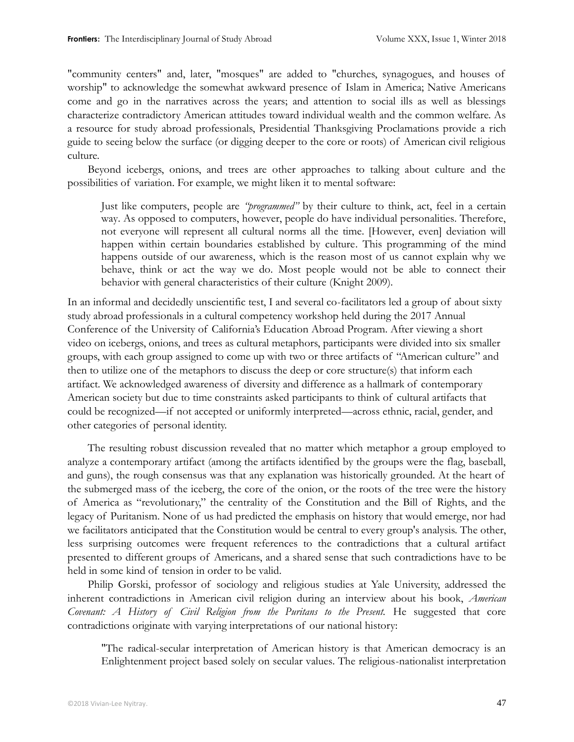"community centers" and, later, "mosques" are added to "churches, synagogues, and houses of worship" to acknowledge the somewhat awkward presence of Islam in America; Native Americans come and go in the narratives across the years; and attention to social ills as well as blessings characterize contradictory American attitudes toward individual wealth and the common welfare. As a resource for study abroad professionals, Presidential Thanksgiving Proclamations provide a rich guide to seeing below the surface (or digging deeper to the core or roots) of American civil religious culture.

Beyond icebergs, onions, and trees are other approaches to talking about culture and the possibilities of variation. For example, we might liken it to mental software:

> Just like computers, people are *"programmed"* by their culture to think, act, feel in a certain way. As opposed to computers, however, people do have individual personalities. Therefore, not everyone will represent all cultural norms all the time. [However, even] deviation will happen within certain boundaries established by culture. This programming of the mind happens outside of our awareness, which is the reason most of us cannot explain why we behave, think or act the way we do. Most people would not be able to connect their behavior with general characteristics of their culture (Knight 2009).

In an informal and decidedly unscientific test, I and several co-facilitators led a group of about sixty study abroad professionals in a cultural competency workshop held during the 2017 Annual Conference of the University of California's Education Abroad Program. After viewing a short video on icebergs, onions, and trees as cultural metaphors, participants were divided into six smaller groups, with each group assigned to come up with two or three artifacts of "American culture" and then to utilize one of the metaphors to discuss the deep or core structure(s) that inform each artifact. We acknowledged awareness of diversity and difference as a hallmark of contemporary American society but due to time constraints asked participants to think of cultural artifacts that could be recognized—if not accepted or uniformly interpreted—across ethnic, racial, gender, and other categories of personal identity.

The resulting robust discussion revealed that no matter which metaphor a group employed to analyze a contemporary artifact (among the artifacts identified by the groups were the flag, baseball, and guns), the rough consensus was that any explanation was historically grounded. At the heart of the submerged mass of the iceberg, the core of the onion, or the roots of the tree were the history of America as "revolutionary," the centrality of the Constitution and the Bill of Rights, and the legacy of Puritanism. None of us had predicted the emphasis on history that would emerge, nor had we facilitators anticipated that the Constitution would be central to every group's analysis. The other, less surprising outcomes were frequent references to the contradictions that a cultural artifact presented to different groups of Americans, and a shared sense that such contradictions have to be held in some kind of tension in order to be valid.

Philip Gorski, professor of sociology and religious studies at Yale University, addressed the inherent contradictions in American civil religion during an interview about his book, *American Covenant: A History of Civil Religion from the Puritans to the Present.* He suggested that core contradictions originate with varying interpretations of our national history:

> "The radical-secular interpretation of American history is that American democracy is an Enlightenment project based solely on secular values. The religious-nationalist interpretation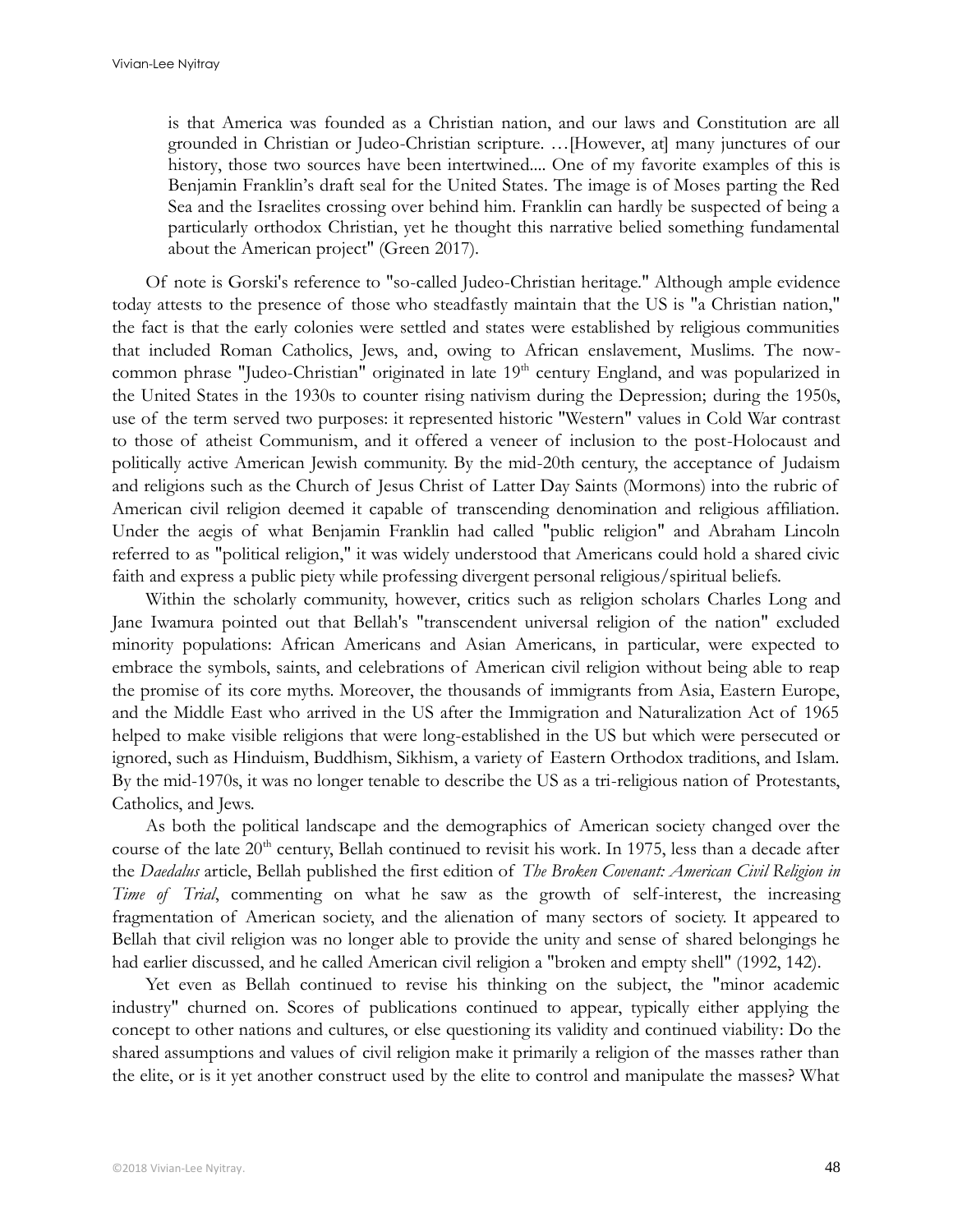> is that America was founded as a Christian nation, and our laws and Constitution are all grounded in Christian or Judeo-Christian scripture. …[However, at] many junctures of our history, those two sources have been intertwined.... One of my favorite examples of this is Benjamin Franklin's draft seal for the United States. The image is of Moses parting the Red Sea and the Israelites crossing over behind him. Franklin can hardly be suspected of being a particularly orthodox Christian, yet he thought this narrative belied something fundamental about the American project" (Green 2017).

Of note is Gorski's reference to "so-called Judeo-Christian heritage." Although ample evidence today attests to the presence of those who steadfastly maintain that the US is "a Christian nation," the fact is that the early colonies were settled and states were established by religious communities that included Roman Catholics, Jews, and, owing to African enslavement, Muslims. The now-common phrase "Judeo-Christian" originated in late 19th century England, and was popularized in the United States in the 1930s to counter rising nativism during the Depression; during the 1950s, use of the term served two purposes: it represented historic "Western" values in Cold War contrast to those of atheist Communism, and it offered a veneer of inclusion to the post-Holocaust and politically active American Jewish community. By the mid-20th century, the acceptance of Judaism and religions such as the Church of Jesus Christ of Latter Day Saints (Mormons) into the rubric of American civil religion deemed it capable of transcending denomination and religious affiliation. Under the aegis of what Benjamin Franklin had called "public religion" and Abraham Lincoln referred to as "political religion," it was widely understood that Americans could hold a shared civic faith and express a public piety while professing divergent personal religious/spiritual beliefs.

Within the scholarly community, however, critics such as religion scholars Charles Long and Jane Iwamura pointed out that Bellah's "transcendent universal religion of the nation" excluded minority populations: African Americans and Asian Americans, in particular, were expected to embrace the symbols, saints, and celebrations of American civil religion without being able to reap the promise of its core myths. Moreover, the thousands of immigrants from Asia, Eastern Europe, and the Middle East who arrived in the US after the Immigration and Naturalization Act of 1965 helped to make visible religions that were long-established in the US but which were persecuted or ignored, such as Hinduism, Buddhism, Sikhism, a variety of Eastern Orthodox traditions, and Islam. By the mid-1970s, it was no longer tenable to describe the US as a tri-religious nation of Protestants, Catholics, and Jews.

As both the political landscape and the demographics of American society changed over the course of the late 20th century, Bellah continued to revisit his work. In 1975, less than a decade after the *Daedalus* article, Bellah published the first edition of *The Broken Covenant: American Civil Religion in Time of Trial*, commenting on what he saw as the growth of self-interest, the increasing fragmentation of American society, and the alienation of many sectors of society. It appeared to Bellah that civil religion was no longer able to provide the unity and sense of shared belongings he had earlier discussed, and he called American civil religion a "broken and empty shell" (1992, 142).

Yet even as Bellah continued to revise his thinking on the subject, the "minor academic industry" churned on. Scores of publications continued to appear, typically either applying the concept to other nations and cultures, or else questioning its validity and continued viability: Do the shared assumptions and values of civil religion make it primarily a religion of the masses rather than the elite, or is it yet another construct used by the elite to control and manipulate the masses? What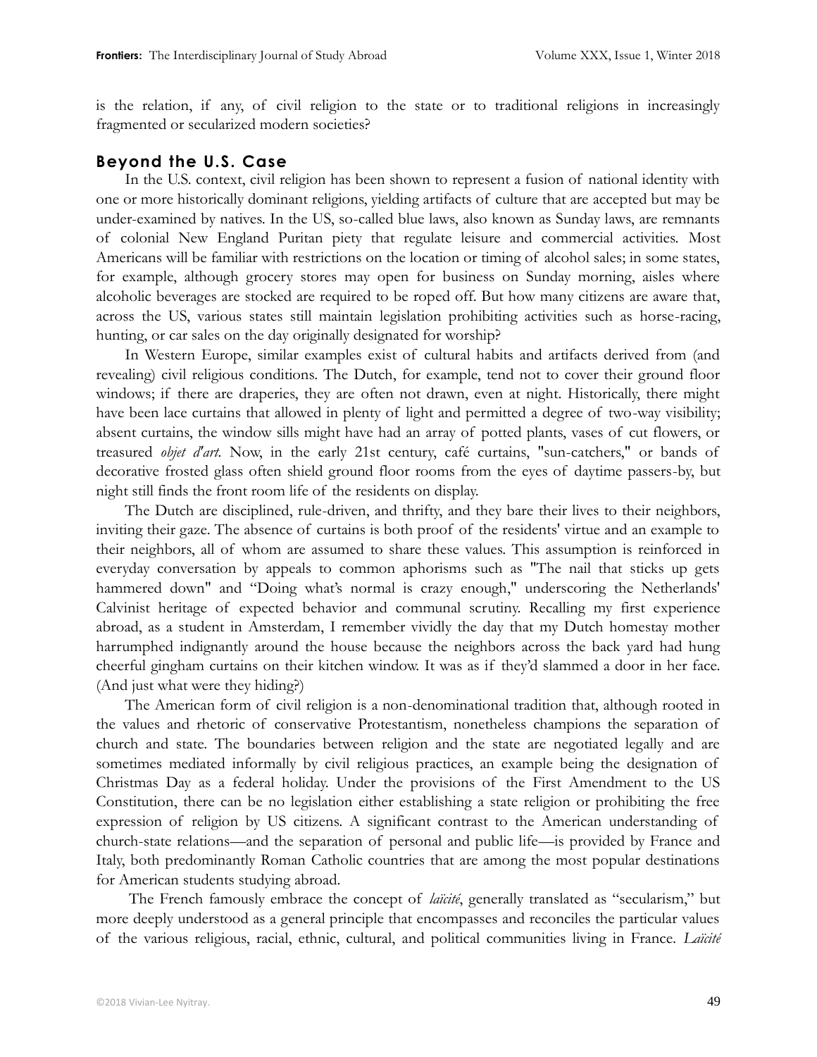is the relation, if any, of civil religion to the state or to traditional religions in increasingly fragmented or secularized modern societies?

## Beyond the U.S. Case

In the U.S. context, civil religion has been shown to represent a fusion of national identity with one or more historically dominant religions, yielding artifacts of culture that are accepted but may be under-examined by natives. In the US, so-called blue laws, also known as Sunday laws, are remnants of colonial New England Puritan piety that regulate leisure and commercial activities. Most Americans will be familiar with restrictions on the location or timing of alcohol sales; in some states, for example, although grocery stores may open for business on Sunday morning, aisles where alcoholic beverages are stocked are required to be roped off. But how many citizens are aware that, across the US, various states still maintain legislation prohibiting activities such as horse-racing, hunting, or car sales on the day originally designated for worship?

In Western Europe, similar examples exist of cultural habits and artifacts derived from (and revealing) civil religious conditions. The Dutch, for example, tend not to cover their ground floor windows; if there are draperies, they are often not drawn, even at night. Historically, there might have been lace curtains that allowed in plenty of light and permitted a degree of two-way visibility; absent curtains, the window sills might have had an array of potted plants, vases of cut flowers, or treasured *objet d'art.* Now, in the early 21st century, café curtains, "sun-catchers," or bands of decorative frosted glass often shield ground floor rooms from the eyes of daytime passers-by, but night still finds the front room life of the residents on display.

The Dutch are disciplined, rule-driven, and thrifty, and they bare their lives to their neighbors, inviting their gaze. The absence of curtains is both proof of the residents' virtue and an example to their neighbors, all of whom are assumed to share these values. This assumption is reinforced in everyday conversation by appeals to common aphorisms such as "The nail that sticks up gets hammered down" and "Doing what's normal is crazy enough," underscoring the Netherlands' Calvinist heritage of expected behavior and communal scrutiny. Recalling my first experience abroad, as a student in Amsterdam, I remember vividly the day that my Dutch homestay mother harrumphed indignantly around the house because the neighbors across the back yard had hung cheerful gingham curtains on their kitchen window. It was as if they'd slammed a door in her face. (And just what were they hiding?)

The American form of civil religion is a non-denominational tradition that, although rooted in the values and rhetoric of conservative Protestantism, nonetheless champions the separation of church and state. The boundaries between religion and the state are negotiated legally and are sometimes mediated informally by civil religious practices, an example being the designation of Christmas Day as a federal holiday. Under the provisions of the First Amendment to the US Constitution, there can be no legislation either establishing a state religion or prohibiting the free expression of religion by US citizens. A significant contrast to the American understanding of church-state relations—and the separation of personal and public life—is provided by France and Italy, both predominantly Roman Catholic countries that are among the most popular destinations for American students studying abroad.

The French famously embrace the concept of *laïcité*, generally translated as "secularism," but more deeply understood as a general principle that encompasses and reconciles the particular values of the various religious, racial, ethnic, cultural, and political communities living in France. *Laïcité*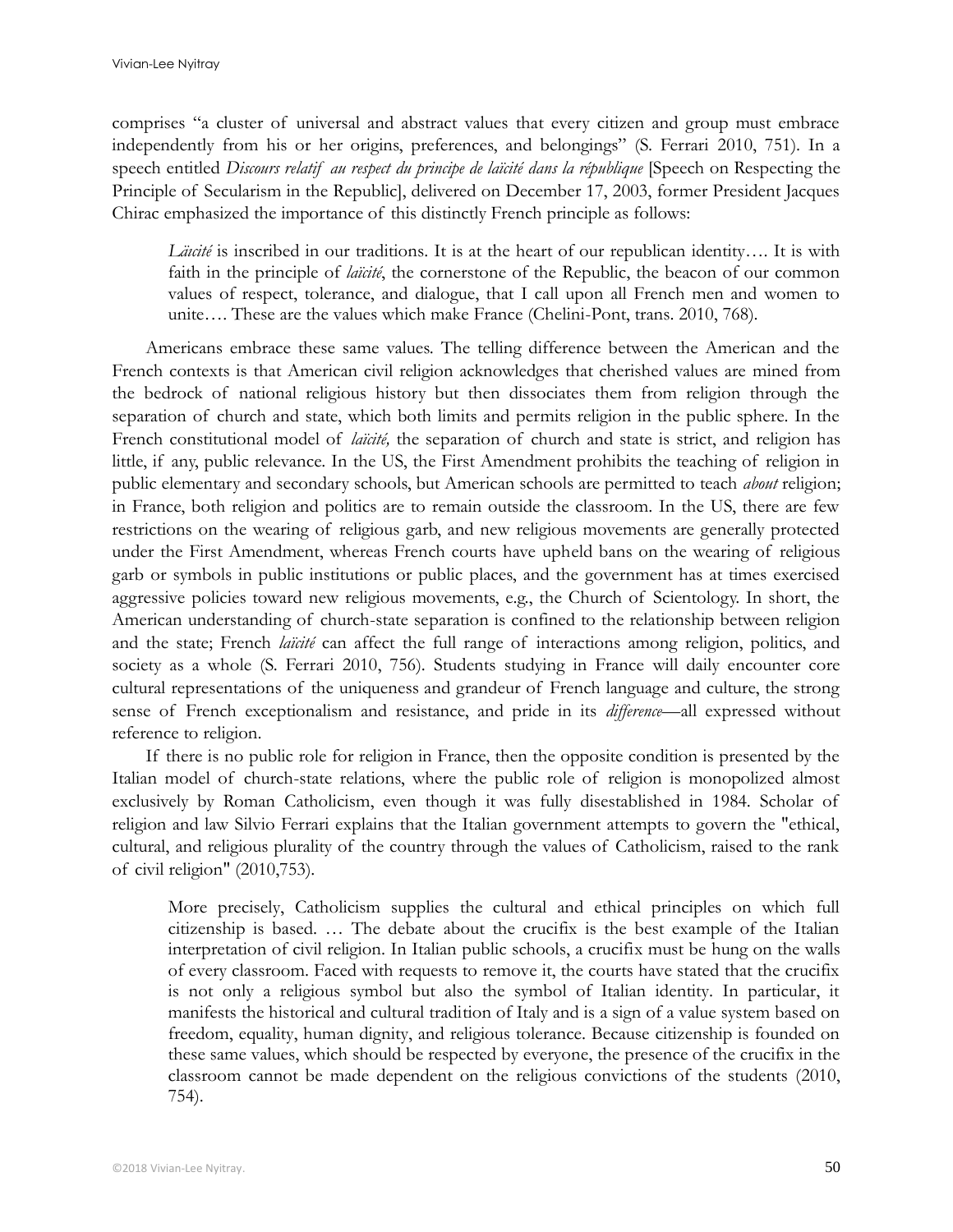comprises "a cluster of universal and abstract values that every citizen and group must embrace independently from his or her origins, preferences, and belongings" (S. Ferrari 2010, 751). In a speech entitled *Discours relatif au respect du principe de laïcité dans la république* [Speech on Respecting the Principle of Secularism in the Republic], delivered on December 17, 2003, former President Jacques Chirac emphasized the importance of this distinctly French principle as follows:

> *Läicité* is inscribed in our traditions. It is at the heart of our republican identity…. It is with faith in the principle of *laïcité*, the cornerstone of the Republic, the beacon of our common values of respect, tolerance, and dialogue, that I call upon all French men and women to unite…. These are the values which make France (Chelini-Pont, trans. 2010, 768).

Americans embrace these same values. The telling difference between the American and the French contexts is that American civil religion acknowledges that cherished values are mined from the bedrock of national religious history but then dissociates them from religion through the separation of church and state, which both limits and permits religion in the public sphere. In the French constitutional model of *laïcité,* the separation of church and state is strict, and religion has little, if any, public relevance. In the US, the First Amendment prohibits the teaching of religion in public elementary and secondary schools, but American schools are permitted to teach *about* religion; in France, both religion and politics are to remain outside the classroom. In the US, there are few restrictions on the wearing of religious garb, and new religious movements are generally protected under the First Amendment, whereas French courts have upheld bans on the wearing of religious garb or symbols in public institutions or public places, and the government has at times exercised aggressive policies toward new religious movements, e.g., the Church of Scientology. In short, the American understanding of church-state separation is confined to the relationship between religion and the state; French *laïcité* can affect the full range of interactions among religion, politics, and society as a whole (S. Ferrari 2010, 756). Students studying in France will daily encounter core cultural representations of the uniqueness and grandeur of French language and culture, the strong sense of French exceptionalism and resistance, and pride in its *difference*—all expressed without reference to religion.

If there is no public role for religion in France, then the opposite condition is presented by the Italian model of church-state relations, where the public role of religion is monopolized almost exclusively by Roman Catholicism, even though it was fully disestablished in 1984. Scholar of religion and law Silvio Ferrari explains that the Italian government attempts to govern the "ethical, cultural, and religious plurality of the country through the values of Catholicism, raised to the rank of civil religion" (2010,753).

> More precisely, Catholicism supplies the cultural and ethical principles on which full citizenship is based. … The debate about the crucifix is the best example of the Italian interpretation of civil religion. In Italian public schools, a crucifix must be hung on the walls of every classroom. Faced with requests to remove it, the courts have stated that the crucifix is not only a religious symbol but also the symbol of Italian identity. In particular, it manifests the historical and cultural tradition of Italy and is a sign of a value system based on freedom, equality, human dignity, and religious tolerance. Because citizenship is founded on these same values, which should be respected by everyone, the presence of the crucifix in the classroom cannot be made dependent on the religious convictions of the students (2010, 754).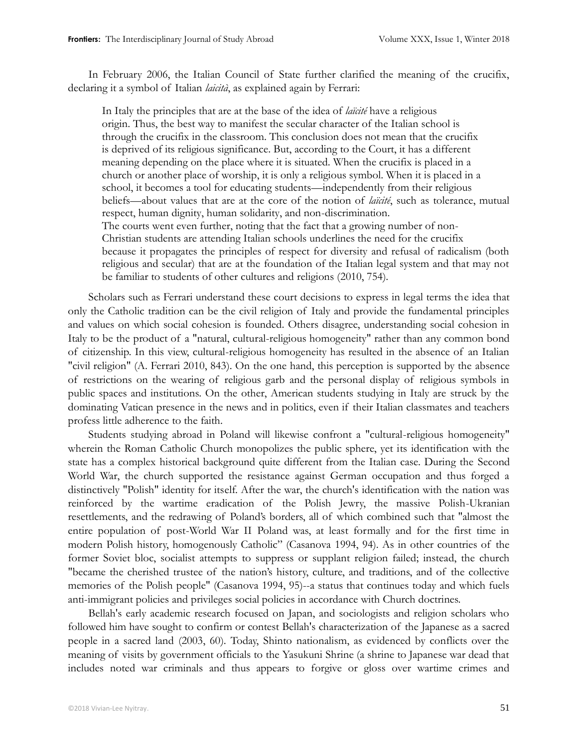In February 2006, the Italian Council of State further clarified the meaning of the crucifix, declaring it a symbol of Italian *laicità*, as explained again by Ferrari:

> In Italy the principles that are at the base of the idea of *laïcité* have a religious origin. Thus, the best way to manifest the secular character of the Italian school is through the crucifix in the classroom. This conclusion does not mean that the crucifix is deprived of its religious significance. But, according to the Court, it has a different meaning depending on the place where it is situated. When the crucifix is placed in a church or another place of worship, it is only a religious symbol. When it is placed in a school, it becomes a tool for educating students—independently from their religious beliefs—about values that are at the core of the notion of *laïcité*, such as tolerance, mutual respect, human dignity, human solidarity, and non-discrimination.
> The courts went even further, noting that the fact that a growing number of non-Christian students are attending Italian schools underlines the need for the crucifix because it propagates the principles of respect for diversity and refusal of radicalism (both religious and secular) that are at the foundation of the Italian legal system and that may not be familiar to students of other cultures and religions (2010, 754).

Scholars such as Ferrari understand these court decisions to express in legal terms the idea that only the Catholic tradition can be the civil religion of Italy and provide the fundamental principles and values on which social cohesion is founded. Others disagree, understanding social cohesion in Italy to be the product of a "natural, cultural-religious homogeneity" rather than any common bond of citizenship. In this view, cultural-religious homogeneity has resulted in the absence of an Italian "civil religion" (A. Ferrari 2010, 843). On the one hand, this perception is supported by the absence of restrictions on the wearing of religious garb and the personal display of religious symbols in public spaces and institutions. On the other, American students studying in Italy are struck by the dominating Vatican presence in the news and in politics, even if their Italian classmates and teachers profess little adherence to the faith.

Students studying abroad in Poland will likewise confront a "cultural-religious homogeneity" wherein the Roman Catholic Church monopolizes the public sphere, yet its identification with the state has a complex historical background quite different from the Italian case. During the Second World War, the church supported the resistance against German occupation and thus forged a distinctively "Polish" identity for itself. After the war, the church's identification with the nation was reinforced by the wartime eradication of the Polish Jewry, the massive Polish-Ukranian resettlements, and the redrawing of Poland's borders, all of which combined such that "almost the entire population of post-World War II Poland was, at least formally and for the first time in modern Polish history, homogenously Catholic" (Casanova 1994, 94). As in other countries of the former Soviet bloc, socialist attempts to suppress or supplant religion failed; instead, the church "became the cherished trustee of the nation's history, culture, and traditions, and of the collective memories of the Polish people" (Casanova 1994, 95)--a status that continues today and which fuels anti-immigrant policies and privileges social policies in accordance with Church doctrines.

Bellah's early academic research focused on Japan, and sociologists and religion scholars who followed him have sought to confirm or contest Bellah's characterization of the Japanese as a sacred people in a sacred land (2003, 60). Today, Shinto nationalism, as evidenced by conflicts over the meaning of visits by government officials to the Yasukuni Shrine (a shrine to Japanese war dead that includes noted war criminals and thus appears to forgive or gloss over wartime crimes and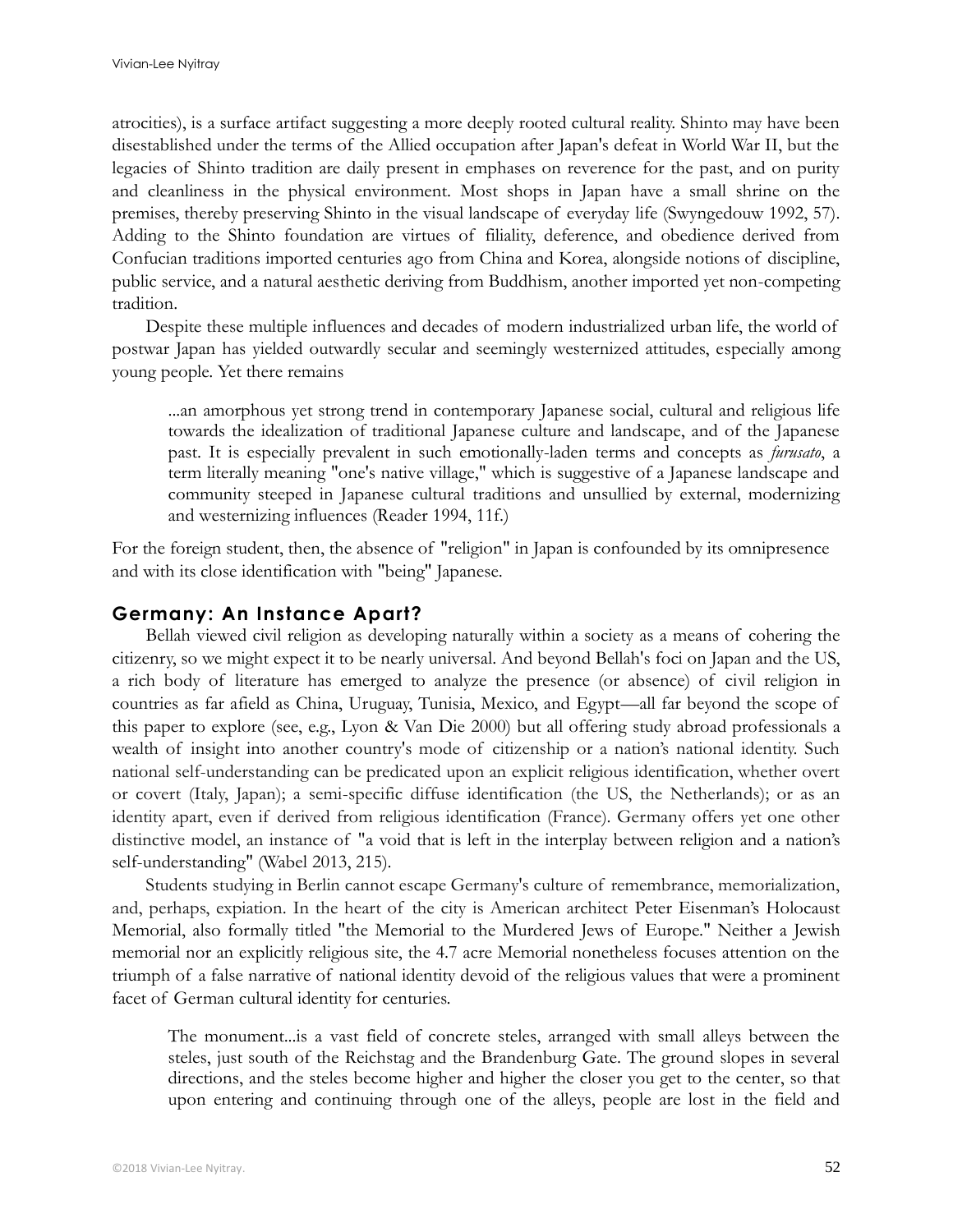atrocities), is a surface artifact suggesting a more deeply rooted cultural reality. Shinto may have been disestablished under the terms of the Allied occupation after Japan's defeat in World War II, but the legacies of Shinto tradition are daily present in emphases on reverence for the past, and on purity and cleanliness in the physical environment. Most shops in Japan have a small shrine on the premises, thereby preserving Shinto in the visual landscape of everyday life (Swyngedouw 1992, 57). Adding to the Shinto foundation are virtues of filiality, deference, and obedience derived from Confucian traditions imported centuries ago from China and Korea, alongside notions of discipline, public service, and a natural aesthetic deriving from Buddhism, another imported yet non-competing tradition.

Despite these multiple influences and decades of modern industrialized urban life, the world of postwar Japan has yielded outwardly secular and seemingly westernized attitudes, especially among young people. Yet there remains

> ...an amorphous yet strong trend in contemporary Japanese social, cultural and religious life towards the idealization of traditional Japanese culture and landscape, and of the Japanese past. It is especially prevalent in such emotionally-laden terms and concepts as *furusato*, a term literally meaning "one's native village," which is suggestive of a Japanese landscape and community steeped in Japanese cultural traditions and unsullied by external, modernizing and westernizing influences (Reader 1994, 11f.)

For the foreign student, then, the absence of "religion" in Japan is confounded by its omnipresence and with its close identification with "being" Japanese.

## Germany: An Instance Apart?

Bellah viewed civil religion as developing naturally within a society as a means of cohering the citizenry, so we might expect it to be nearly universal. And beyond Bellah's foci on Japan and the US, a rich body of literature has emerged to analyze the presence (or absence) of civil religion in countries as far afield as China, Uruguay, Tunisia, Mexico, and Egypt—all far beyond the scope of this paper to explore (see, e.g., Lyon & Van Die 2000) but all offering study abroad professionals a wealth of insight into another country's mode of citizenship or a nation's national identity. Such national self-understanding can be predicated upon an explicit religious identification, whether overt or covert (Italy, Japan); a semi-specific diffuse identification (the US, the Netherlands); or as an identity apart, even if derived from religious identification (France). Germany offers yet one other distinctive model, an instance of "a void that is left in the interplay between religion and a nation's self-understanding" (Wabel 2013, 215).

Students studying in Berlin cannot escape Germany's culture of remembrance, memorialization, and, perhaps, expiation. In the heart of the city is American architect Peter Eisenman's Holocaust Memorial, also formally titled "the Memorial to the Murdered Jews of Europe." Neither a Jewish memorial nor an explicitly religious site, the 4.7 acre Memorial nonetheless focuses attention on the triumph of a false narrative of national identity devoid of the religious values that were a prominent facet of German cultural identity for centuries.

> The monument...is a vast field of concrete steles, arranged with small alleys between the steles, just south of the Reichstag and the Brandenburg Gate. The ground slopes in several directions, and the steles become higher and higher the closer you get to the center, so that upon entering and continuing through one of the alleys, people are lost in the field and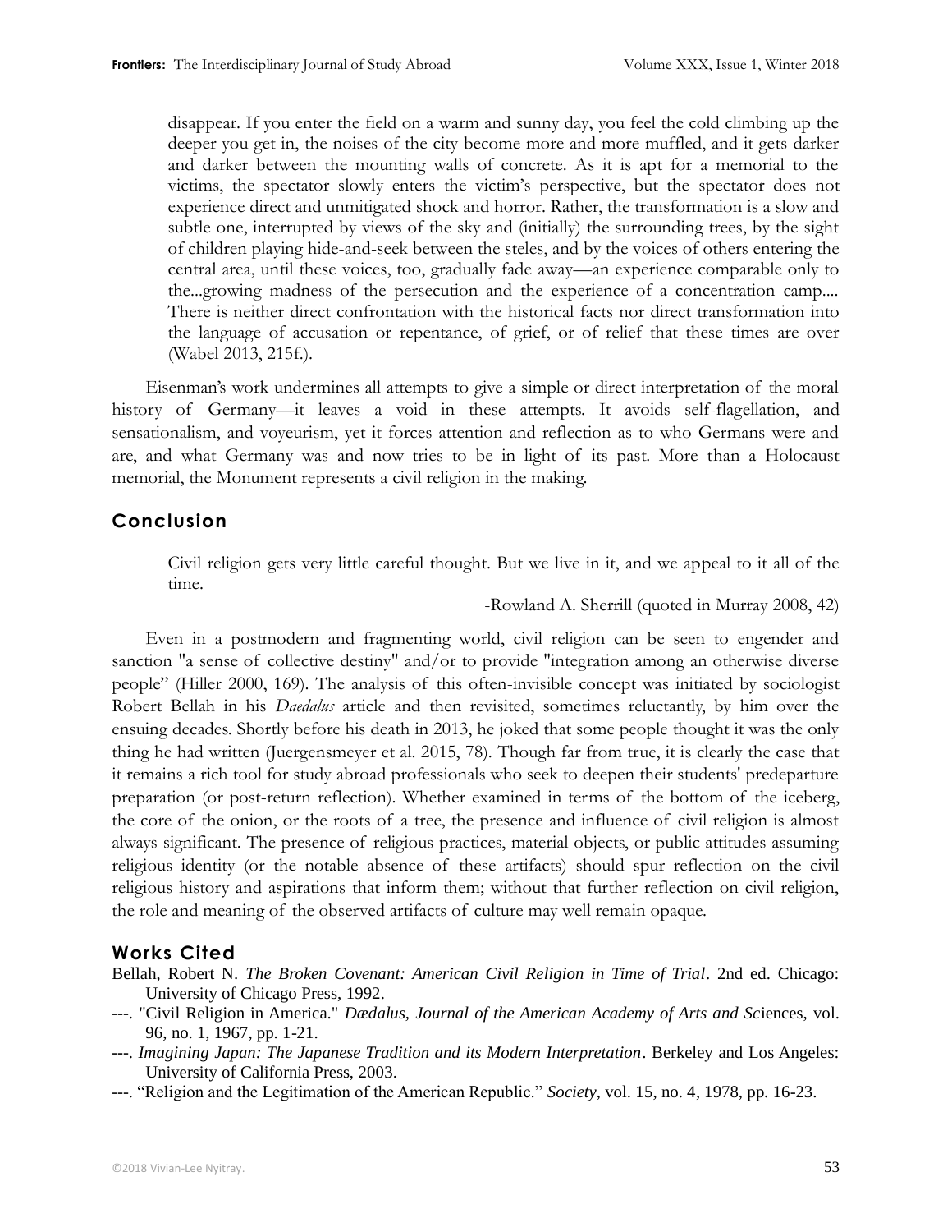> disappear. If you enter the field on a warm and sunny day, you feel the cold climbing up the deeper you get in, the noises of the city become more and more muffled, and it gets darker and darker between the mounting walls of concrete. As it is apt for a memorial to the victims, the spectator slowly enters the victim's perspective, but the spectator does not experience direct and unmitigated shock and horror. Rather, the transformation is a slow and subtle one, interrupted by views of the sky and (initially) the surrounding trees, by the sight of children playing hide-and-seek between the steles, and by the voices of others entering the central area, until these voices, too, gradually fade away—an experience comparable only to the...growing madness of the persecution and the experience of a concentration camp.... There is neither direct confrontation with the historical facts nor direct transformation into the language of accusation or repentance, of grief, or of relief that these times are over (Wabel 2013, 215f.).

Eisenman's work undermines all attempts to give a simple or direct interpretation of the moral history of Germany—it leaves a void in these attempts. It avoids self-flagellation, and sensationalism, and voyeurism, yet it forces attention and reflection as to who Germans were and are, and what Germany was and now tries to be in light of its past. More than a Holocaust memorial, the Monument represents a civil religion in the making.

## Conclusion

> Civil religion gets very little careful thought. But we live in it, and we appeal to it all of the time.
>
> -Rowland A. Sherrill (quoted in Murray 2008, 42)

Even in a postmodern and fragmenting world, civil religion can be seen to engender and sanction "a sense of collective destiny" and/or to provide "integration among an otherwise diverse people" (Hiller 2000, 169). The analysis of this often-invisible concept was initiated by sociologist Robert Bellah in his *Daedalus* article and then revisited, sometimes reluctantly, by him over the ensuing decades. Shortly before his death in 2013, he joked that some people thought it was the only thing he had written (Juergensmeyer et al. 2015, 78). Though far from true, it is clearly the case that it remains a rich tool for study abroad professionals who seek to deepen their students' predeparture preparation (or post-return reflection). Whether examined in terms of the bottom of the iceberg, the core of the onion, or the roots of a tree, the presence and influence of civil religion is almost always significant. The presence of religious practices, material objects, or public attitudes assuming religious identity (or the notable absence of these artifacts) should spur reflection on the civil religious history and aspirations that inform them; without that further reflection on civil religion, the role and meaning of the observed artifacts of culture may well remain opaque.

## Works Cited

Bellah, Robert N. *The Broken Covenant: American Civil Religion in Time of Trial*. 2nd ed. Chicago: University of Chicago Press, 1992.

---. "Civil Religion in America." *Dædalus, Journal of the American Academy of Arts and Sc*iences, vol. 96, no. 1, 1967, pp. 1-21.

---. *Imagining Japan: The Japanese Tradition and its Modern Interpretation*. Berkeley and Los Angeles: University of California Press, 2003.

---. "Religion and the Legitimation of the American Republic." *Society*, vol. 15, no. 4, 1978, pp. 16-23.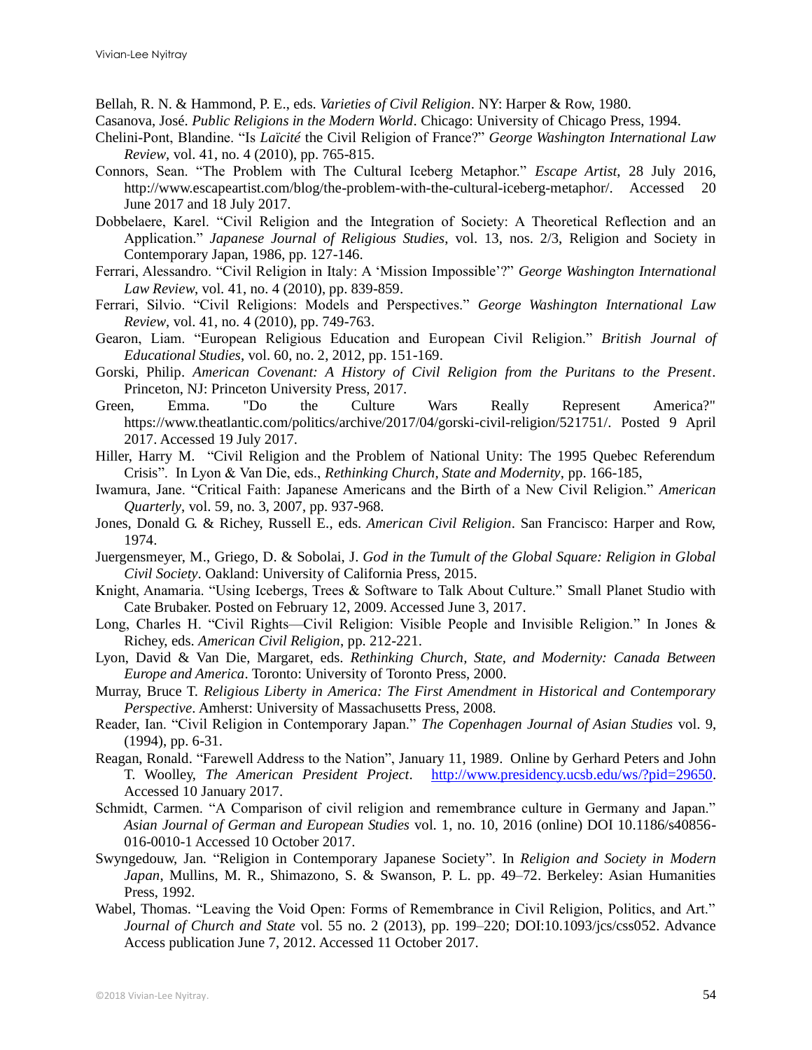Bellah, R. N. & Hammond, P. E., eds. *Varieties of Civil Religion*. NY: Harper & Row, 1980.

Casanova, José. *Public Religions in the Modern World*. Chicago: University of Chicago Press, 1994.

Chelini-Pont, Blandine. "Is *Laïcité* the Civil Religion of France?" *George Washington International Law Review*, vol. 41, no. 4 (2010), pp. 765-815.

Connors, Sean. "The Problem with The Cultural Iceberg Metaphor." *Escape Artist*, 28 July 2016, http://www.escapeartist.com/blog/the-problem-with-the-cultural-iceberg-metaphor/. Accessed 20 June 2017 and 18 July 2017.

Dobbelaere, Karel. "Civil Religion and the Integration of Society: A Theoretical Reflection and an Application." *Japanese Journal of Religious Studies*, vol. 13, nos. 2/3, Religion and Society in Contemporary Japan, 1986, pp. 127-146.

Ferrari, Alessandro. "Civil Religion in Italy: A 'Mission Impossible'?" *George Washington International Law Review*, vol. 41, no. 4 (2010), pp. 839-859.

Ferrari, Silvio. "Civil Religions: Models and Perspectives." *George Washington International Law Review*, vol. 41, no. 4 (2010), pp. 749-763.

Gearon, Liam. "European Religious Education and European Civil Religion." *British Journal of Educational Studies*, vol. 60, no. 2, 2012, pp. 151-169.

Gorski, Philip. *American Covenant: A History of Civil Religion from the Puritans to the Present*. Princeton, NJ: Princeton University Press, 2017.

Green, Emma. "Do the Culture Wars Really Represent America?" https://www.theatlantic.com/politics/archive/2017/04/gorski-civil-religion/521751/. Posted 9 April 2017. Accessed 19 July 2017.

Hiller, Harry M. "Civil Religion and the Problem of National Unity: The 1995 Quebec Referendum Crisis". In Lyon & Van Die, eds., *Rethinking Church, State and Modernity*, pp. 166-185,

Iwamura, Jane. "Critical Faith: Japanese Americans and the Birth of a New Civil Religion." *American Quarterly*, vol. 59, no. 3, 2007, pp. 937-968.

Jones, Donald G. & Richey, Russell E., eds. *American Civil Religion*. San Francisco: Harper and Row, 1974.

Juergensmeyer, M., Griego, D. & Sobolai, J. *God in the Tumult of the Global Square: Religion in Global Civil Society*. Oakland: University of California Press, 2015.

Knight, Anamaria. "Using Icebergs, Trees & Software to Talk About Culture." Small Planet Studio with Cate Brubaker. Posted on February 12, 2009. Accessed June 3, 2017.

Long, Charles H. "Civil Rights—Civil Religion: Visible People and Invisible Religion." In Jones & Richey, eds. *American Civil Religion*, pp. 212-221.

Lyon, David & Van Die, Margaret, eds. *Rethinking Church, State, and Modernity: Canada Between Europe and America*. Toronto: University of Toronto Press, 2000.

Murray, Bruce T. *Religious Liberty in America: The First Amendment in Historical and Contemporary Perspective*. Amherst: University of Massachusetts Press, 2008.

Reader, Ian. "Civil Religion in Contemporary Japan." *The Copenhagen Journal of Asian Studies* vol. 9, (1994), pp. 6-31.

Reagan, Ronald. "Farewell Address to the Nation", January 11, 1989. Online by Gerhard Peters and John T. Woolley, *The American President Project*. http://www.presidency.ucsb.edu/ws/?pid=29650. Accessed 10 January 2017.

Schmidt, Carmen. "A Comparison of civil religion and remembrance culture in Germany and Japan." *Asian Journal of German and European Studies* vol. 1, no. 10, 2016 (online) DOI 10.1186/s40856-016-0010-1 Accessed 10 October 2017.

Swyngedouw, Jan. "Religion in Contemporary Japanese Society". In *Religion and Society in Modern Japan*, Mullins, M. R., Shimazono, S. & Swanson, P. L. pp. 49–72. Berkeley: Asian Humanities Press, 1992.

Wabel, Thomas. "Leaving the Void Open: Forms of Remembrance in Civil Religion, Politics, and Art." *Journal of Church and State* vol. 55 no. 2 (2013), pp. 199–220; DOI:10.1093/jcs/css052. Advance Access publication June 7, 2012. Accessed 11 October 2017.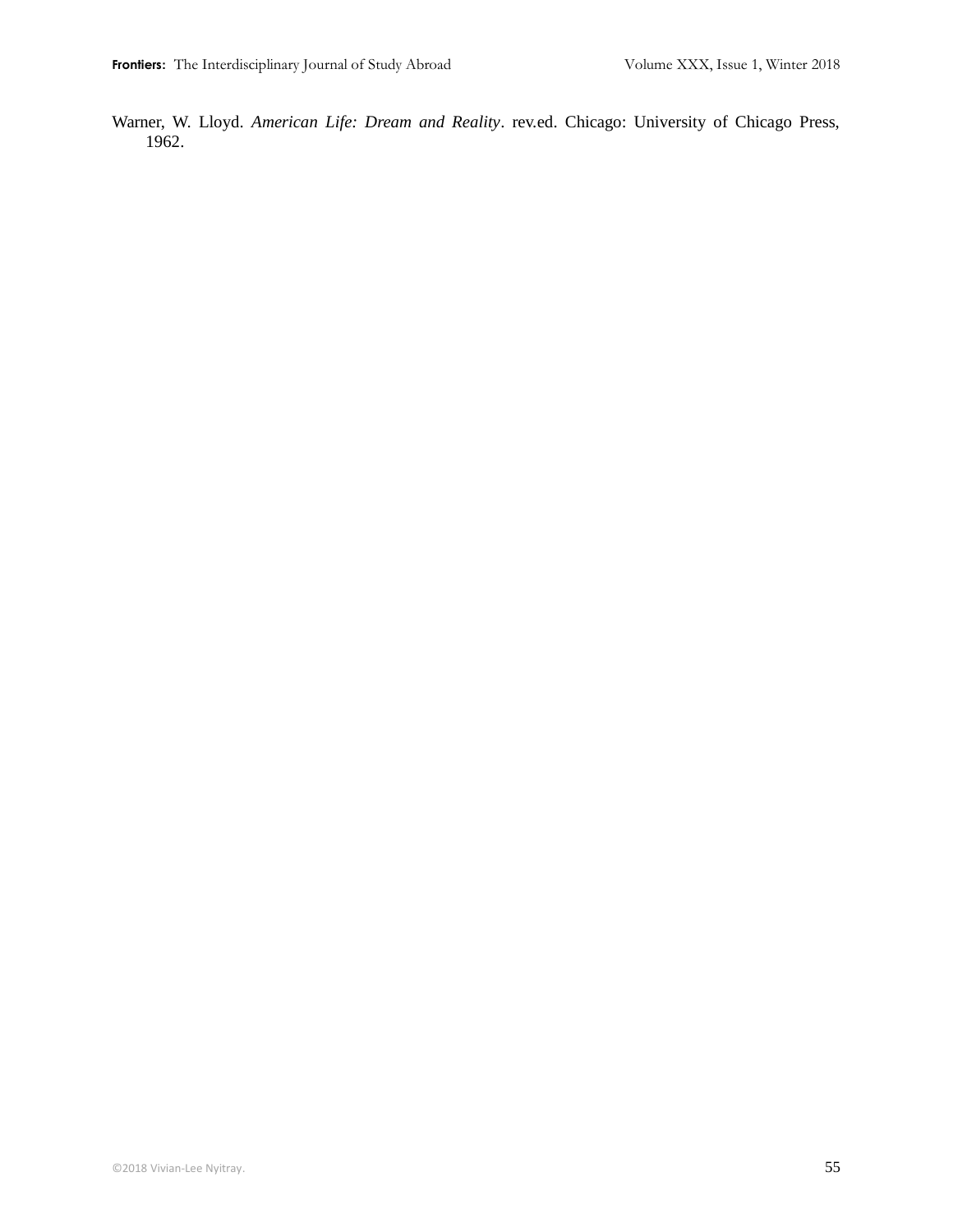Warner, W. Lloyd. *American Life: Dream and Reality*. rev.ed. Chicago: University of Chicago Press, 1962.